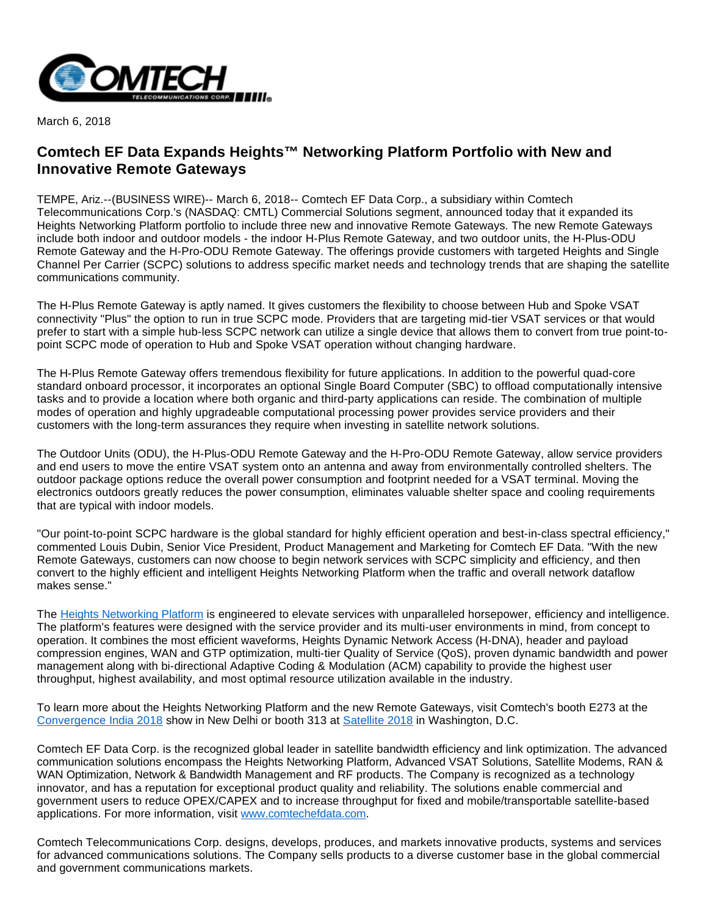March 6, 2018

# Comtech EF Data Expands Heights™ Networking Platform Portfolio with New and Innovative Remote Gateways

TEMPE, Ariz.--(BUSINESS WIRE)-- March 6, 2018-- Comtech EF Data Corp., a subsidiary within Comtech Telecommunications Corp.'s (NASDAQ: CMTL) Commercial Solutions segment, announced today that it expanded its Heights Networking Platform portfolio to include three new and innovative Remote Gateways. The new Remote Gateways include both indoor and outdoor models - the indoor H-Plus Remote Gateway, and two outdoor units, the H-Plus-ODU Remote Gateway and the H-Pro-ODU Remote Gateway. The offerings provide customers with targeted Heights and Single Channel Per Carrier (SCPC) solutions to address specific market needs and technology trends that are shaping the satellite communications community.

The H-Plus Remote Gateway is aptly named. It gives customers the flexibility to choose between Hub and Spoke VSAT connectivity "Plus" the option to run in true SCPC mode. Providers that are targeting mid-tier VSAT services or that would prefer to start with a simple hub-less SCPC network can utilize a single device that allows them to convert from true point-to-point SCPC mode of operation to Hub and Spoke VSAT operation without changing hardware.

The H-Plus Remote Gateway offers tremendous flexibility for future applications. In addition to the powerful quad-core standard onboard processor, it incorporates an optional Single Board Computer (SBC) to offload computationally intensive tasks and to provide a location where both organic and third-party applications can reside. The combination of multiple modes of operation and highly upgradeable computational processing power provides service providers and their customers with the long-term assurances they require when investing in satellite network solutions.

The Outdoor Units (ODU), the H-Plus-ODU Remote Gateway and the H-Pro-ODU Remote Gateway, allow service providers and end users to move the entire VSAT system onto an antenna and away from environmentally controlled shelters. The outdoor package options reduce the overall power consumption and footprint needed for a VSAT terminal. Moving the electronics outdoors greatly reduces the power consumption, eliminates valuable shelter space and cooling requirements that are typical with indoor models.

"Our point-to-point SCPC hardware is the global standard for highly efficient operation and best-in-class spectral efficiency," commented Louis Dubin, Senior Vice President, Product Management and Marketing for Comtech EF Data. "With the new Remote Gateways, customers can now choose to begin network services with SCPC simplicity and efficiency, and then convert to the highly efficient and intelligent Heights Networking Platform when the traffic and overall network dataflow makes sense."

The Heights Networking Platform is engineered to elevate services with unparalleled horsepower, efficiency and intelligence. The platform's features were designed with the service provider and its multi-user environments in mind, from concept to operation. It combines the most efficient waveforms, Heights Dynamic Network Access (H-DNA), header and payload compression engines, WAN and GTP optimization, multi-tier Quality of Service (QoS), proven dynamic bandwidth and power management along with bi-directional Adaptive Coding & Modulation (ACM) capability to provide the highest user throughput, highest availability, and most optimal resource utilization available in the industry.

To learn more about the Heights Networking Platform and the new Remote Gateways, visit Comtech's booth E273 at the Convergence India 2018 show in New Delhi or booth 313 at Satellite 2018 in Washington, D.C.

Comtech EF Data Corp. is the recognized global leader in satellite bandwidth efficiency and link optimization. The advanced communication solutions encompass the Heights Networking Platform, Advanced VSAT Solutions, Satellite Modems, RAN & WAN Optimization, Network & Bandwidth Management and RF products. The Company is recognized as a technology innovator, and has a reputation for exceptional product quality and reliability. The solutions enable commercial and government users to reduce OPEX/CAPEX and to increase throughput for fixed and mobile/transportable satellite-based applications. For more information, visit www.comtechefdata.com.

Comtech Telecommunications Corp. designs, develops, produces, and markets innovative products, systems and services for advanced communications solutions. The Company sells products to a diverse customer base in the global commercial and government communications markets.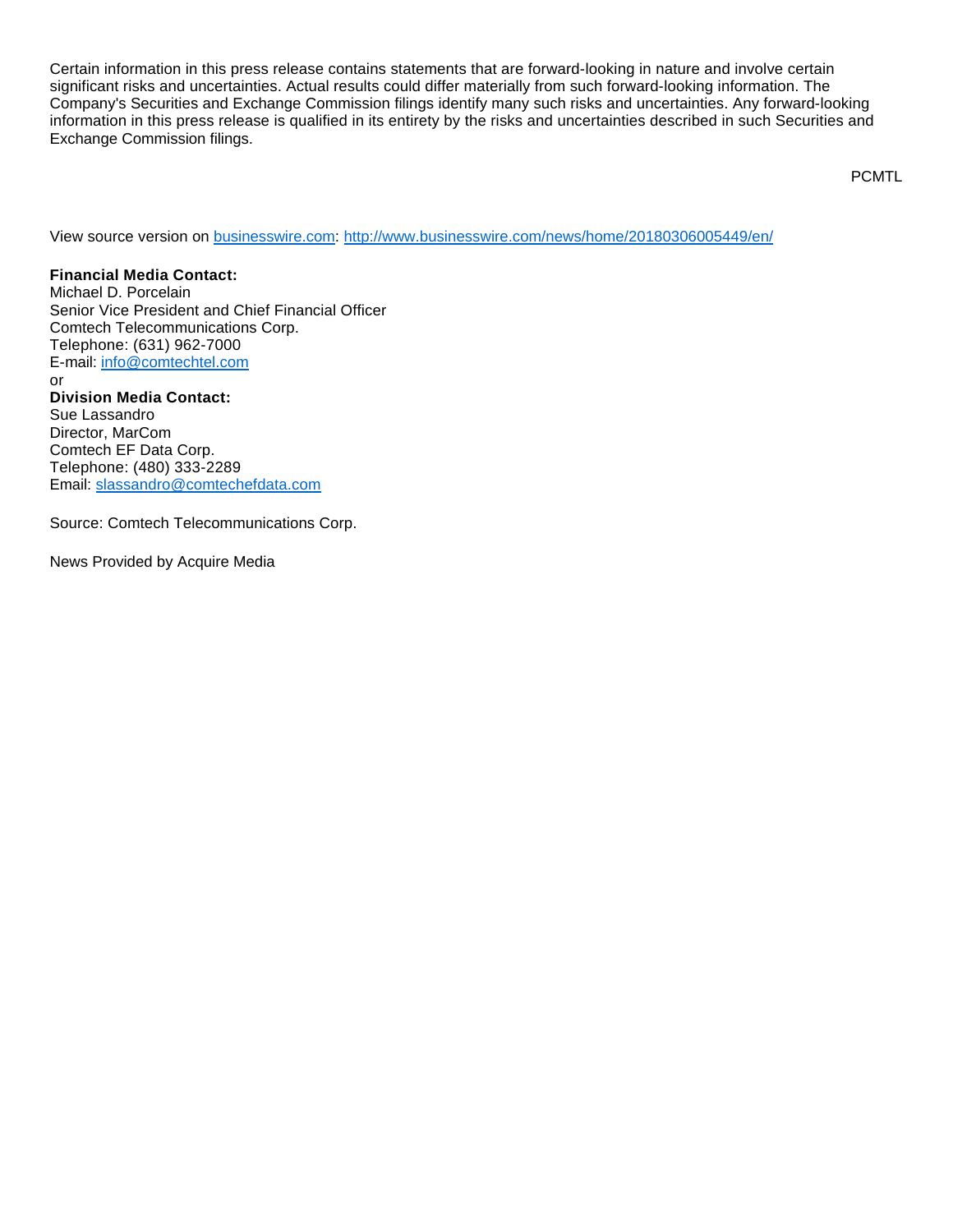Certain information in this press release contains statements that are forward-looking in nature and involve certain significant risks and uncertainties. Actual results could differ materially from such forward-looking information. The Company's Securities and Exchange Commission filings identify many such risks and uncertainties. Any forward-looking information in this press release is qualified in its entirety by the risks and uncertainties described in such Securities and Exchange Commission filings.

PCMTL

View source version on businesswire.com: http://www.businesswire.com/news/home/20180306005449/en/

**Financial Media Contact:**
Michael D. Porcelain
Senior Vice President and Chief Financial Officer
Comtech Telecommunications Corp.
Telephone: (631) 962-7000
E-mail: info@comtechtel.com
or
**Division Media Contact:**
Sue Lassandro
Director, MarCom
Comtech EF Data Corp.
Telephone: (480) 333-2289
Email: slassandro@comtechefdata.com

Source: Comtech Telecommunications Corp.

News Provided by Acquire Media